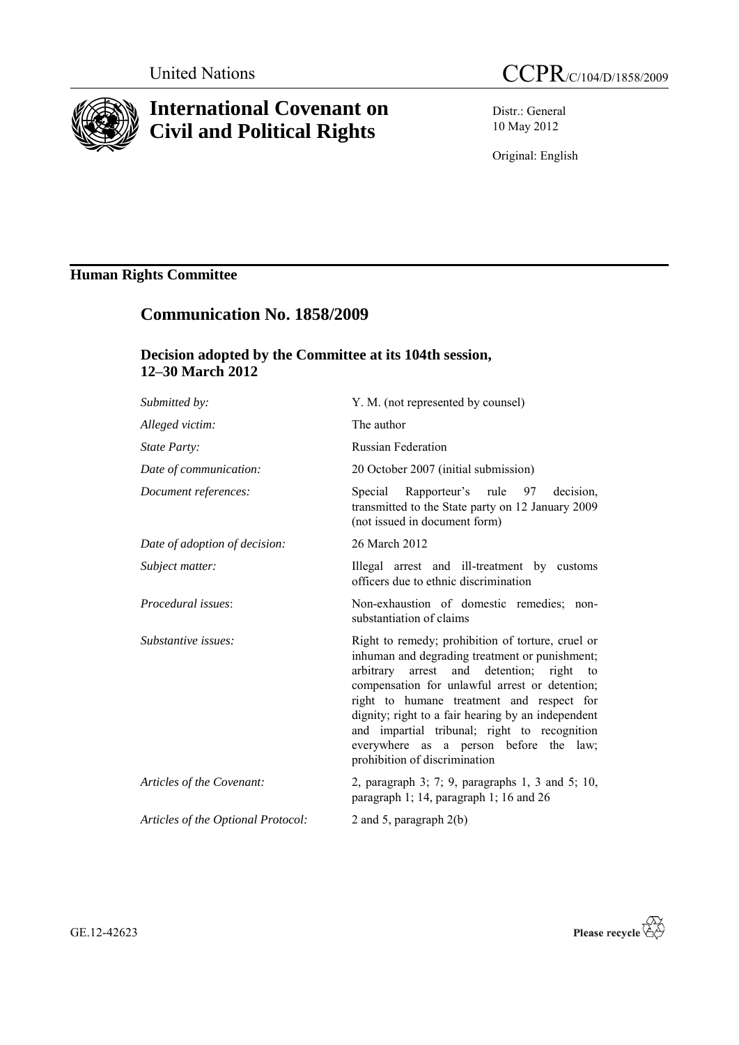United Nations

CCPR/C/104/D/1858/2009

# International Covenant on Civil and Political Rights

Distr.: General
10 May 2012

Original: English

## Human Rights Committee

## Communication No. 1858/2009

### Decision adopted by the Committee at its 104th session, 12–30 March 2012

| | |
|---|---|
| *Submitted by:* | Y. M. (not represented by counsel) |
| *Alleged victim:* | The author |
| *State Party:* | Russian Federation |
| *Date of communication:* | 20 October 2007 (initial submission) |
| *Document references:* | Special Rapporteur's rule 97 decision, transmitted to the State party on 12 January 2009 (not issued in document form) |
| *Date of adoption of decision:* | 26 March 2012 |
| *Subject matter:* | Illegal arrest and ill-treatment by customs officers due to ethnic discrimination |
| *Procedural issues*: | Non-exhaustion of domestic remedies; non-substantiation of claims |
| *Substantive issues:* | Right to remedy; prohibition of torture, cruel or inhuman and degrading treatment or punishment; arbitrary arrest and detention; right to compensation for unlawful arrest or detention; right to humane treatment and respect for dignity; right to a fair hearing by an independent and impartial tribunal; right to recognition everywhere as a person before the law; prohibition of discrimination |
| *Articles of the Covenant:* | 2, paragraph 3; 7; 9, paragraphs 1, 3 and 5; 10, paragraph 1; 14, paragraph 1; 16 and 26 |
| *Articles of the Optional Protocol:* | 2 and 5, paragraph 2(b) |

GE.12-42623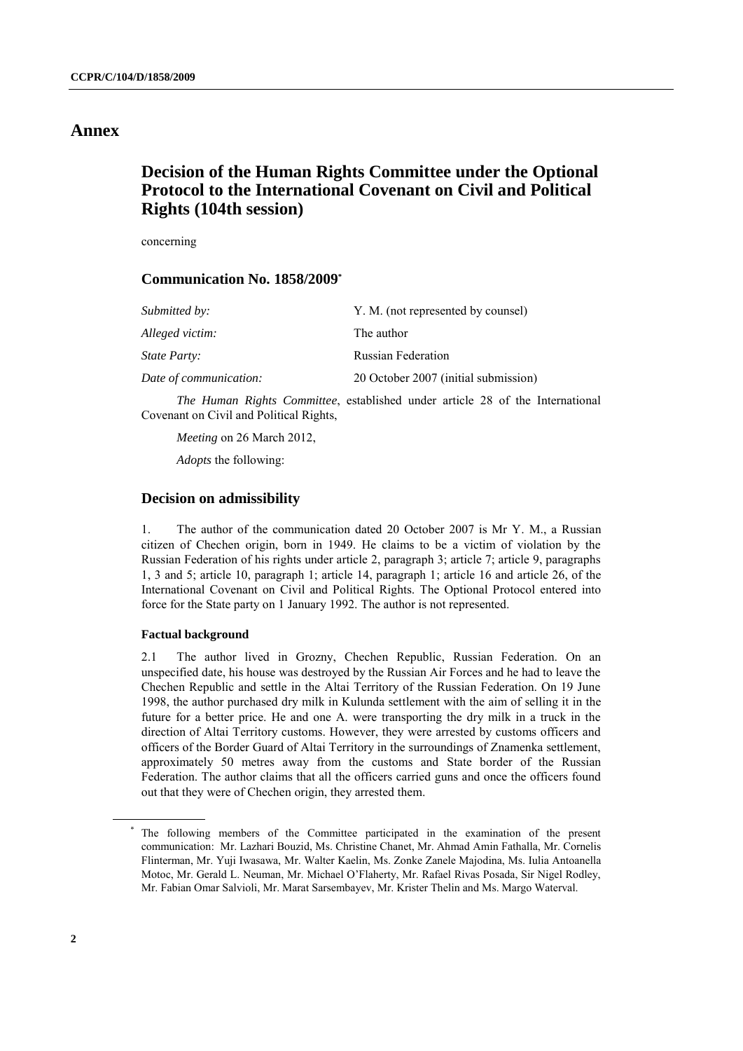# Annex

## Decision of the Human Rights Committee under the Optional Protocol to the International Covenant on Civil and Political Rights (104th session)

concerning

### Communication No. 1858/2009[*]

| | |
|---|---|
| *Submitted by:* | Y. M. (not represented by counsel) |
| *Alleged victim:* | The author |
| *State Party:* | Russian Federation |
| *Date of communication:* | 20 October 2007 (initial submission) |

*The Human Rights Committee*, established under article 28 of the International Covenant on Civil and Political Rights,

*Meeting* on 26 March 2012,

*Adopts* the following:

### Decision on admissibility

1. The author of the communication dated 20 October 2007 is Mr Y. M., a Russian citizen of Chechen origin, born in 1949. He claims to be a victim of violation by the Russian Federation of his rights under article 2, paragraph 3; article 7; article 9, paragraphs 1, 3 and 5; article 10, paragraph 1; article 14, paragraph 1; article 16 and article 26, of the International Covenant on Civil and Political Rights. The Optional Protocol entered into force for the State party on 1 January 1992. The author is not represented.

#### Factual background

2.1 The author lived in Grozny, Chechen Republic, Russian Federation. On an unspecified date, his house was destroyed by the Russian Air Forces and he had to leave the Chechen Republic and settle in the Altai Territory of the Russian Federation. On 19 June 1998, the author purchased dry milk in Kulunda settlement with the aim of selling it in the future for a better price. He and one A. were transporting the dry milk in a truck in the direction of Altai Territory customs. However, they were arrested by customs officers and officers of the Border Guard of Altai Territory in the surroundings of Znamenka settlement, approximately 50 metres away from the customs and State border of the Russian Federation. The author claims that all the officers carried guns and once the officers found out that they were of Chechen origin, they arrested them.

---

[*] The following members of the Committee participated in the examination of the present communication: Mr. Lazhari Bouzid, Ms. Christine Chanet, Mr. Ahmad Amin Fathalla, Mr. Cornelis Flinterman, Mr. Yuji Iwasawa, Mr. Walter Kaelin, Ms. Zonke Zanele Majodina, Ms. Iulia Antoanella Motoc, Mr. Gerald L. Neuman, Mr. Michael O'Flaherty, Mr. Rafael Rivas Posada, Sir Nigel Rodley, Mr. Fabian Omar Salvioli, Mr. Marat Sarsembayev, Mr. Krister Thelin and Ms. Margo Waterval.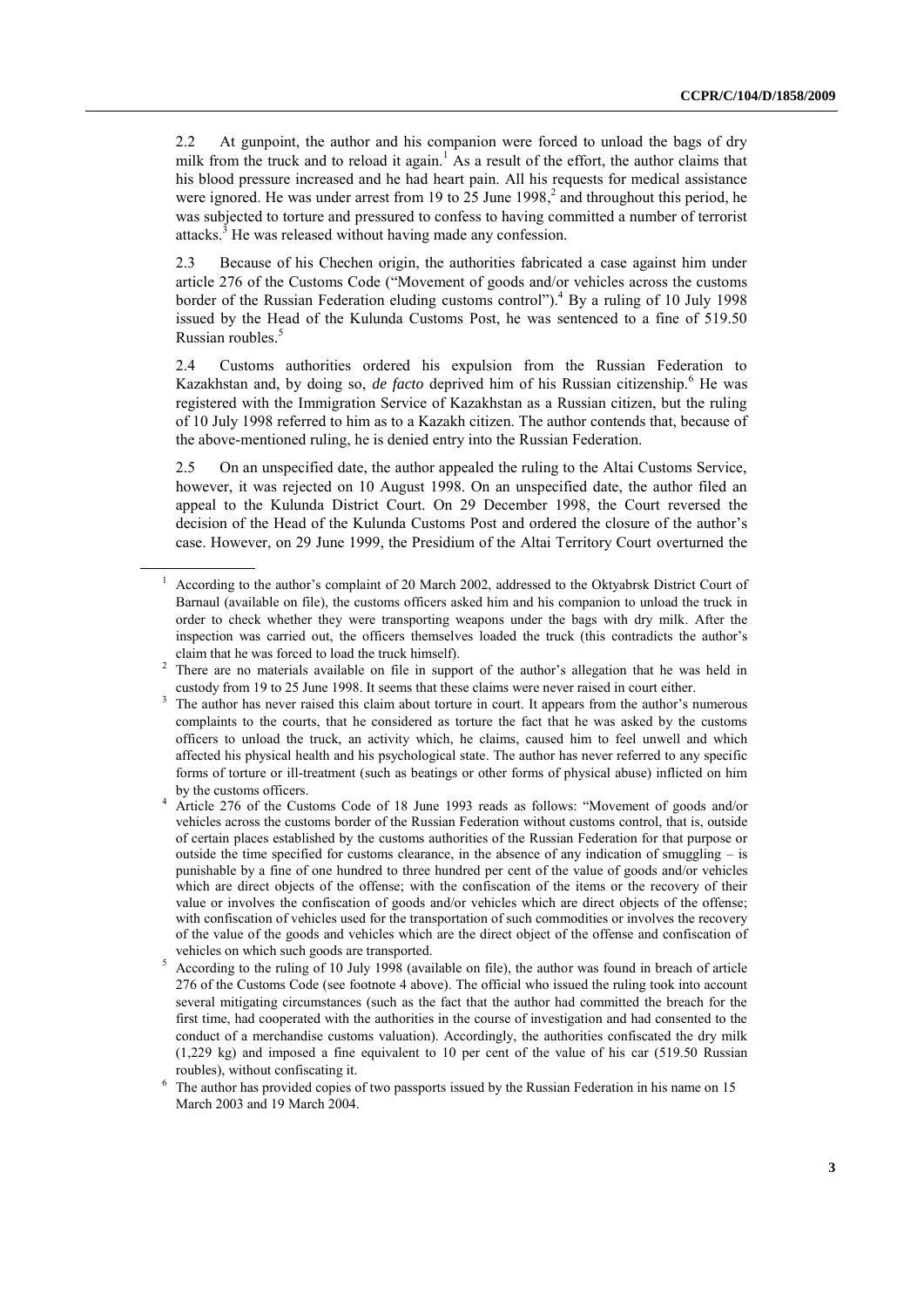2.2 At gunpoint, the author and his companion were forced to unload the bags of dry milk from the truck and to reload it again.[1] As a result of the effort, the author claims that his blood pressure increased and he had heart pain. All his requests for medical assistance were ignored. He was under arrest from 19 to 25 June 1998,[2] and throughout this period, he was subjected to torture and pressured to confess to having committed a number of terrorist attacks.[3] He was released without having made any confession.

2.3 Because of his Chechen origin, the authorities fabricated a case against him under article 276 of the Customs Code ("Movement of goods and/or vehicles across the customs border of the Russian Federation eluding customs control").[4] By a ruling of 10 July 1998 issued by the Head of the Kulunda Customs Post, he was sentenced to a fine of 519.50 Russian roubles.[5]

2.4 Customs authorities ordered his expulsion from the Russian Federation to Kazakhstan and, by doing so, *de facto* deprived him of his Russian citizenship.[6] He was registered with the Immigration Service of Kazakhstan as a Russian citizen, but the ruling of 10 July 1998 referred to him as to a Kazakh citizen. The author contends that, because of the above-mentioned ruling, he is denied entry into the Russian Federation.

2.5 On an unspecified date, the author appealed the ruling to the Altai Customs Service, however, it was rejected on 10 August 1998. On an unspecified date, the author filed an appeal to the Kulunda District Court. On 29 December 1998, the Court reversed the decision of the Head of the Kulunda Customs Post and ordered the closure of the author's case. However, on 29 June 1999, the Presidium of the Altai Territory Court overturned the

---

[1] According to the author's complaint of 20 March 2002, addressed to the Oktyabrsk District Court of Barnaul (available on file), the customs officers asked him and his companion to unload the truck in order to check whether they were transporting weapons under the bags with dry milk. After the inspection was carried out, the officers themselves loaded the truck (this contradicts the author's claim that he was forced to load the truck himself).

[2] There are no materials available on file in support of the author's allegation that he was held in custody from 19 to 25 June 1998. It seems that these claims were never raised in court either.

[3] The author has never raised this claim about torture in court. It appears from the author's numerous complaints to the courts, that he considered as torture the fact that he was asked by the customs officers to unload the truck, an activity which, he claims, caused him to feel unwell and which affected his physical health and his psychological state. The author has never referred to any specific forms of torture or ill-treatment (such as beatings or other forms of physical abuse) inflicted on him by the customs officers.

[4] Article 276 of the Customs Code of 18 June 1993 reads as follows: "Movement of goods and/or vehicles across the customs border of the Russian Federation without customs control, that is, outside of certain places established by the customs authorities of the Russian Federation for that purpose or outside the time specified for customs clearance, in the absence of any indication of smuggling – is punishable by a fine of one hundred to three hundred per cent of the value of goods and/or vehicles which are direct objects of the offense; with the confiscation of the items or the recovery of their value or involves the confiscation of goods and/or vehicles which are direct objects of the offense; with confiscation of vehicles used for the transportation of such commodities or involves the recovery of the value of the goods and vehicles which are the direct object of the offense and confiscation of vehicles on which such goods are transported.

[5] According to the ruling of 10 July 1998 (available on file), the author was found in breach of article 276 of the Customs Code (see footnote 4 above). The official who issued the ruling took into account several mitigating circumstances (such as the fact that the author had committed the breach for the first time, had cooperated with the authorities in the course of investigation and had consented to the conduct of a merchandise customs valuation). Accordingly, the authorities confiscated the dry milk (1,229 kg) and imposed a fine equivalent to 10 per cent of the value of his car (519.50 Russian roubles), without confiscating it.

[6] The author has provided copies of two passports issued by the Russian Federation in his name on 15 March 2003 and 19 March 2004.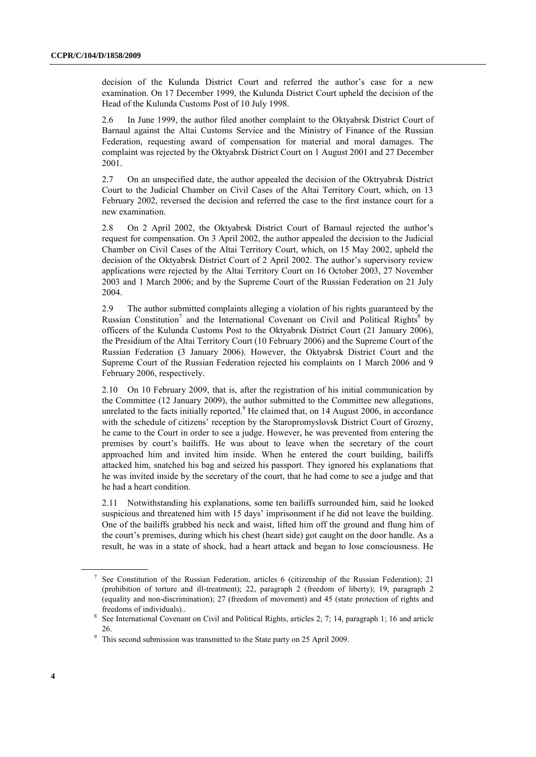decision of the Kulunda District Court and referred the author's case for a new examination. On 17 December 1999, the Kulunda District Court upheld the decision of the Head of the Kulunda Customs Post of 10 July 1998.

2.6 In June 1999, the author filed another complaint to the Oktyabrsk District Court of Barnaul against the Altai Customs Service and the Ministry of Finance of the Russian Federation, requesting award of compensation for material and moral damages. The complaint was rejected by the Oktyabrsk District Court on 1 August 2001 and 27 December 2001.

2.7 On an unspecified date, the author appealed the decision of the Oktryabrsk District Court to the Judicial Chamber on Civil Cases of the Altai Territory Court, which, on 13 February 2002, reversed the decision and referred the case to the first instance court for a new examination.

2.8 On 2 April 2002, the Oktyabrsk District Court of Barnaul rejected the author's request for compensation. On 3 April 2002, the author appealed the decision to the Judicial Chamber on Civil Cases of the Altai Territory Court, which, on 15 May 2002, upheld the decision of the Oktyabrsk District Court of 2 April 2002. The author's supervisory review applications were rejected by the Altai Territory Court on 16 October 2003, 27 November 2003 and 1 March 2006; and by the Supreme Court of the Russian Federation on 21 July 2004.

2.9 The author submitted complaints alleging a violation of his rights guaranteed by the Russian Constitution[7] and the International Covenant on Civil and Political Rights[8] by officers of the Kulunda Customs Post to the Oktyabrsk District Court (21 January 2006), the Presidium of the Altai Territory Court (10 February 2006) and the Supreme Court of the Russian Federation (3 January 2006). However, the Oktyabrsk District Court and the Supreme Court of the Russian Federation rejected his complaints on 1 March 2006 and 9 February 2006, respectively.

2.10 On 10 February 2009, that is, after the registration of his initial communication by the Committee (12 January 2009), the author submitted to the Committee new allegations, unrelated to the facts initially reported.[9] He claimed that, on 14 August 2006, in accordance with the schedule of citizens' reception by the Staropromyslovsk District Court of Grozny, he came to the Court in order to see a judge. However, he was prevented from entering the premises by court's bailiffs. He was about to leave when the secretary of the court approached him and invited him inside. When he entered the court building, bailiffs attacked him, snatched his bag and seized his passport. They ignored his explanations that he was invited inside by the secretary of the court, that he had come to see a judge and that he had a heart condition.

2.11 Notwithstanding his explanations, some ten bailiffs surrounded him, said he looked suspicious and threatened him with 15 days' imprisonment if he did not leave the building. One of the bailiffs grabbed his neck and waist, lifted him off the ground and flung him of the court's premises, during which his chest (heart side) got caught on the door handle. As a result, he was in a state of shock, had a heart attack and began to lose consciousness. He

---

[7] See Constitution of the Russian Federation, articles 6 (citizenship of the Russian Federation); 21 (prohibition of torture and ill-treatment); 22, paragraph 2 (freedom of liberty); 19, paragraph 2 (equality and non-discrimination); 27 (freedom of movement) and 45 (state protection of rights and freedoms of individuals)..

[8] See International Covenant on Civil and Political Rights, articles 2; 7; 14, paragraph 1; 16 and article 26.

[9] This second submission was transmitted to the State party on 25 April 2009.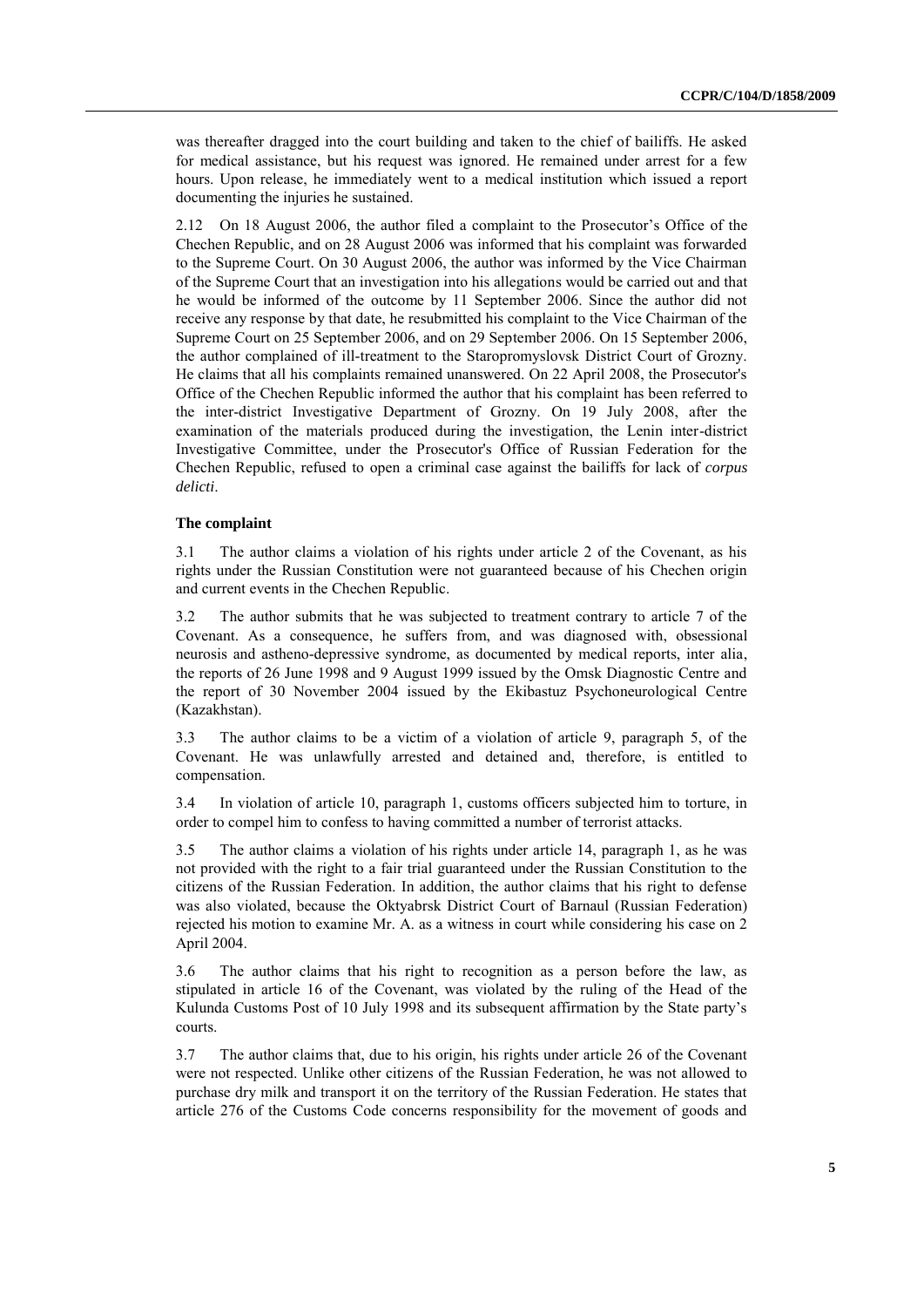was thereafter dragged into the court building and taken to the chief of bailiffs. He asked for medical assistance, but his request was ignored. He remained under arrest for a few hours. Upon release, he immediately went to a medical institution which issued a report documenting the injuries he sustained.

2.12 On 18 August 2006, the author filed a complaint to the Prosecutor's Office of the Chechen Republic, and on 28 August 2006 was informed that his complaint was forwarded to the Supreme Court. On 30 August 2006, the author was informed by the Vice Chairman of the Supreme Court that an investigation into his allegations would be carried out and that he would be informed of the outcome by 11 September 2006. Since the author did not receive any response by that date, he resubmitted his complaint to the Vice Chairman of the Supreme Court on 25 September 2006, and on 29 September 2006. On 15 September 2006, the author complained of ill-treatment to the Staropromyslovsk District Court of Grozny. He claims that all his complaints remained unanswered. On 22 April 2008, the Prosecutor's Office of the Chechen Republic informed the author that his complaint has been referred to the inter-district Investigative Department of Grozny. On 19 July 2008, after the examination of the materials produced during the investigation, the Lenin inter-district Investigative Committee, under the Prosecutor's Office of Russian Federation for the Chechen Republic, refused to open a criminal case against the bailiffs for lack of *corpus delicti*.

### The complaint

3.1 The author claims a violation of his rights under article 2 of the Covenant, as his rights under the Russian Constitution were not guaranteed because of his Chechen origin and current events in the Chechen Republic.

3.2 The author submits that he was subjected to treatment contrary to article 7 of the Covenant. As a consequence, he suffers from, and was diagnosed with, obsessional neurosis and astheno-depressive syndrome, as documented by medical reports, inter alia, the reports of 26 June 1998 and 9 August 1999 issued by the Omsk Diagnostic Centre and the report of 30 November 2004 issued by the Ekibastuz Psychoneurological Centre (Kazakhstan).

3.3 The author claims to be a victim of a violation of article 9, paragraph 5, of the Covenant. He was unlawfully arrested and detained and, therefore, is entitled to compensation.

3.4 In violation of article 10, paragraph 1, customs officers subjected him to torture, in order to compel him to confess to having committed a number of terrorist attacks.

3.5 The author claims a violation of his rights under article 14, paragraph 1, as he was not provided with the right to a fair trial guaranteed under the Russian Constitution to the citizens of the Russian Federation. In addition, the author claims that his right to defense was also violated, because the Oktyabrsk District Court of Barnaul (Russian Federation) rejected his motion to examine Mr. A. as a witness in court while considering his case on 2 April 2004.

3.6 The author claims that his right to recognition as a person before the law, as stipulated in article 16 of the Covenant, was violated by the ruling of the Head of the Kulunda Customs Post of 10 July 1998 and its subsequent affirmation by the State party's courts.

3.7 The author claims that, due to his origin, his rights under article 26 of the Covenant were not respected. Unlike other citizens of the Russian Federation, he was not allowed to purchase dry milk and transport it on the territory of the Russian Federation. He states that article 276 of the Customs Code concerns responsibility for the movement of goods and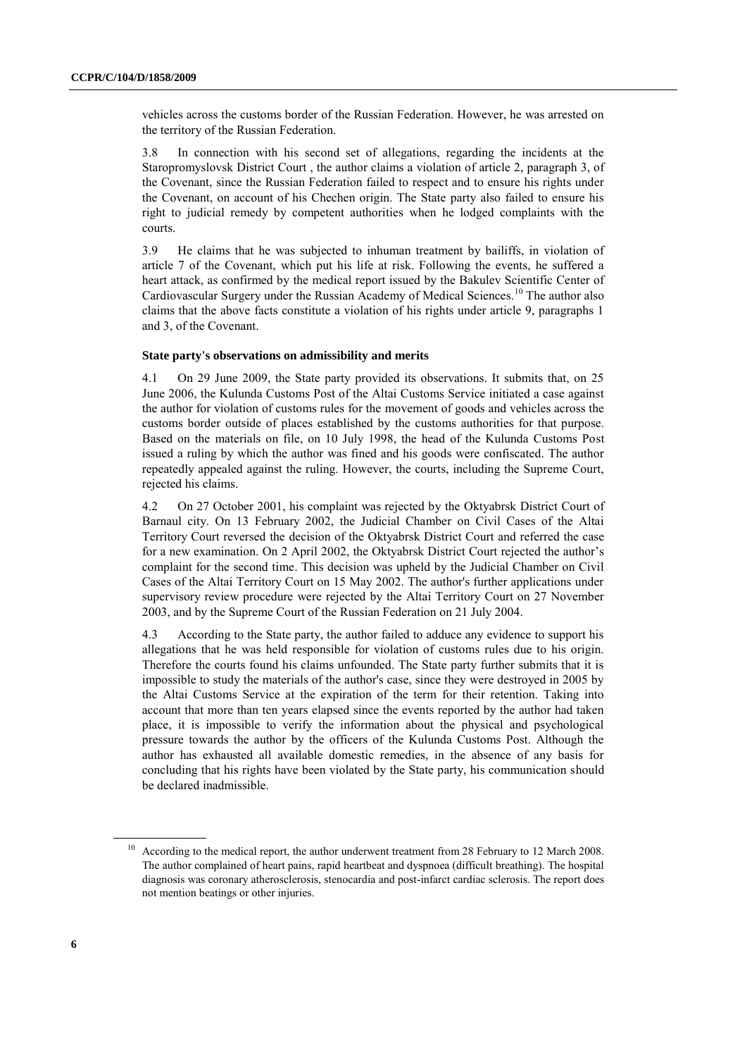vehicles across the customs border of the Russian Federation. However, he was arrested on the territory of the Russian Federation.

3.8 In connection with his second set of allegations, regarding the incidents at the Staropromyslovsk District Court , the author claims a violation of article 2, paragraph 3, of the Covenant, since the Russian Federation failed to respect and to ensure his rights under the Covenant, on account of his Chechen origin. The State party also failed to ensure his right to judicial remedy by competent authorities when he lodged complaints with the courts.

3.9 He claims that he was subjected to inhuman treatment by bailiffs, in violation of article 7 of the Covenant, which put his life at risk. Following the events, he suffered a heart attack, as confirmed by the medical report issued by the Bakulev Scientific Center of Cardiovascular Surgery under the Russian Academy of Medical Sciences.[10] The author also claims that the above facts constitute a violation of his rights under article 9, paragraphs 1 and 3, of the Covenant.

### State party's observations on admissibility and merits

4.1 On 29 June 2009, the State party provided its observations. It submits that, on 25 June 2006, the Kulunda Customs Post of the Altai Customs Service initiated a case against the author for violation of customs rules for the movement of goods and vehicles across the customs border outside of places established by the customs authorities for that purpose. Based on the materials on file, on 10 July 1998, the head of the Kulunda Customs Post issued a ruling by which the author was fined and his goods were confiscated. The author repeatedly appealed against the ruling. However, the courts, including the Supreme Court, rejected his claims.

4.2 On 27 October 2001, his complaint was rejected by the Oktyabrsk District Court of Barnaul city. On 13 February 2002, the Judicial Chamber on Civil Cases of the Altai Territory Court reversed the decision of the Oktyabrsk District Court and referred the case for a new examination. On 2 April 2002, the Oktyabrsk District Court rejected the author's complaint for the second time. This decision was upheld by the Judicial Chamber on Civil Cases of the Altai Territory Court on 15 May 2002. The author's further applications under supervisory review procedure were rejected by the Altai Territory Court on 27 November 2003, and by the Supreme Court of the Russian Federation on 21 July 2004.

4.3 According to the State party, the author failed to adduce any evidence to support his allegations that he was held responsible for violation of customs rules due to his origin. Therefore the courts found his claims unfounded. The State party further submits that it is impossible to study the materials of the author's case, since they were destroyed in 2005 by the Altai Customs Service at the expiration of the term for their retention. Taking into account that more than ten years elapsed since the events reported by the author had taken place, it is impossible to verify the information about the physical and psychological pressure towards the author by the officers of the Kulunda Customs Post. Although the author has exhausted all available domestic remedies, in the absence of any basis for concluding that his rights have been violated by the State party, his communication should be declared inadmissible.

---

[10] According to the medical report, the author underwent treatment from 28 February to 12 March 2008. The author complained of heart pains, rapid heartbeat and dyspnoea (difficult breathing). The hospital diagnosis was coronary atherosclerosis, stenocardia and post-infarct cardiac sclerosis. The report does not mention beatings or other injuries.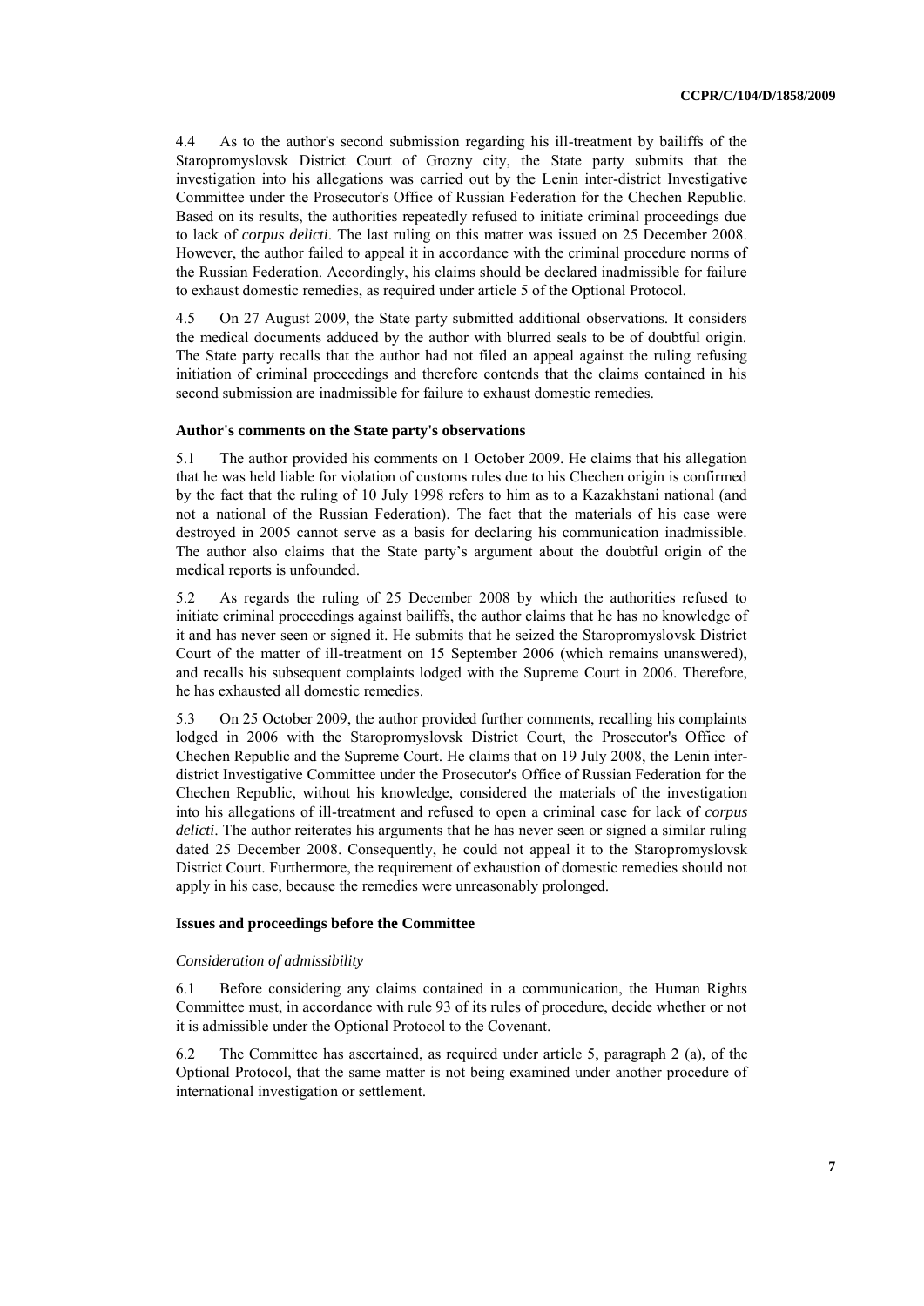4.4 As to the author's second submission regarding his ill-treatment by bailiffs of the Staropromyslovsk District Court of Grozny city, the State party submits that the investigation into his allegations was carried out by the Lenin inter-district Investigative Committee under the Prosecutor's Office of Russian Federation for the Chechen Republic. Based on its results, the authorities repeatedly refused to initiate criminal proceedings due to lack of *corpus delicti*. The last ruling on this matter was issued on 25 December 2008. However, the author failed to appeal it in accordance with the criminal procedure norms of the Russian Federation. Accordingly, his claims should be declared inadmissible for failure to exhaust domestic remedies, as required under article 5 of the Optional Protocol.

4.5 On 27 August 2009, the State party submitted additional observations. It considers the medical documents adduced by the author with blurred seals to be of doubtful origin. The State party recalls that the author had not filed an appeal against the ruling refusing initiation of criminal proceedings and therefore contends that the claims contained in his second submission are inadmissible for failure to exhaust domestic remedies.

### Author's comments on the State party's observations

5.1 The author provided his comments on 1 October 2009. He claims that his allegation that he was held liable for violation of customs rules due to his Chechen origin is confirmed by the fact that the ruling of 10 July 1998 refers to him as to a Kazakhstani national (and not a national of the Russian Federation). The fact that the materials of his case were destroyed in 2005 cannot serve as a basis for declaring his communication inadmissible. The author also claims that the State party's argument about the doubtful origin of the medical reports is unfounded.

5.2 As regards the ruling of 25 December 2008 by which the authorities refused to initiate criminal proceedings against bailiffs, the author claims that he has no knowledge of it and has never seen or signed it. He submits that he seized the Staropromyslovsk District Court of the matter of ill-treatment on 15 September 2006 (which remains unanswered), and recalls his subsequent complaints lodged with the Supreme Court in 2006. Therefore, he has exhausted all domestic remedies.

5.3 On 25 October 2009, the author provided further comments, recalling his complaints lodged in 2006 with the Staropromyslovsk District Court, the Prosecutor's Office of Chechen Republic and the Supreme Court. He claims that on 19 July 2008, the Lenin inter-district Investigative Committee under the Prosecutor's Office of Russian Federation for the Chechen Republic, without his knowledge, considered the materials of the investigation into his allegations of ill-treatment and refused to open a criminal case for lack of *corpus delicti*. The author reiterates his arguments that he has never seen or signed a similar ruling dated 25 December 2008. Consequently, he could not appeal it to the Staropromyslovsk District Court. Furthermore, the requirement of exhaustion of domestic remedies should not apply in his case, because the remedies were unreasonably prolonged.

### Issues and proceedings before the Committee

*Consideration of admissibility*

6.1 Before considering any claims contained in a communication, the Human Rights Committee must, in accordance with rule 93 of its rules of procedure, decide whether or not it is admissible under the Optional Protocol to the Covenant.

6.2 The Committee has ascertained, as required under article 5, paragraph 2 (a), of the Optional Protocol, that the same matter is not being examined under another procedure of international investigation or settlement.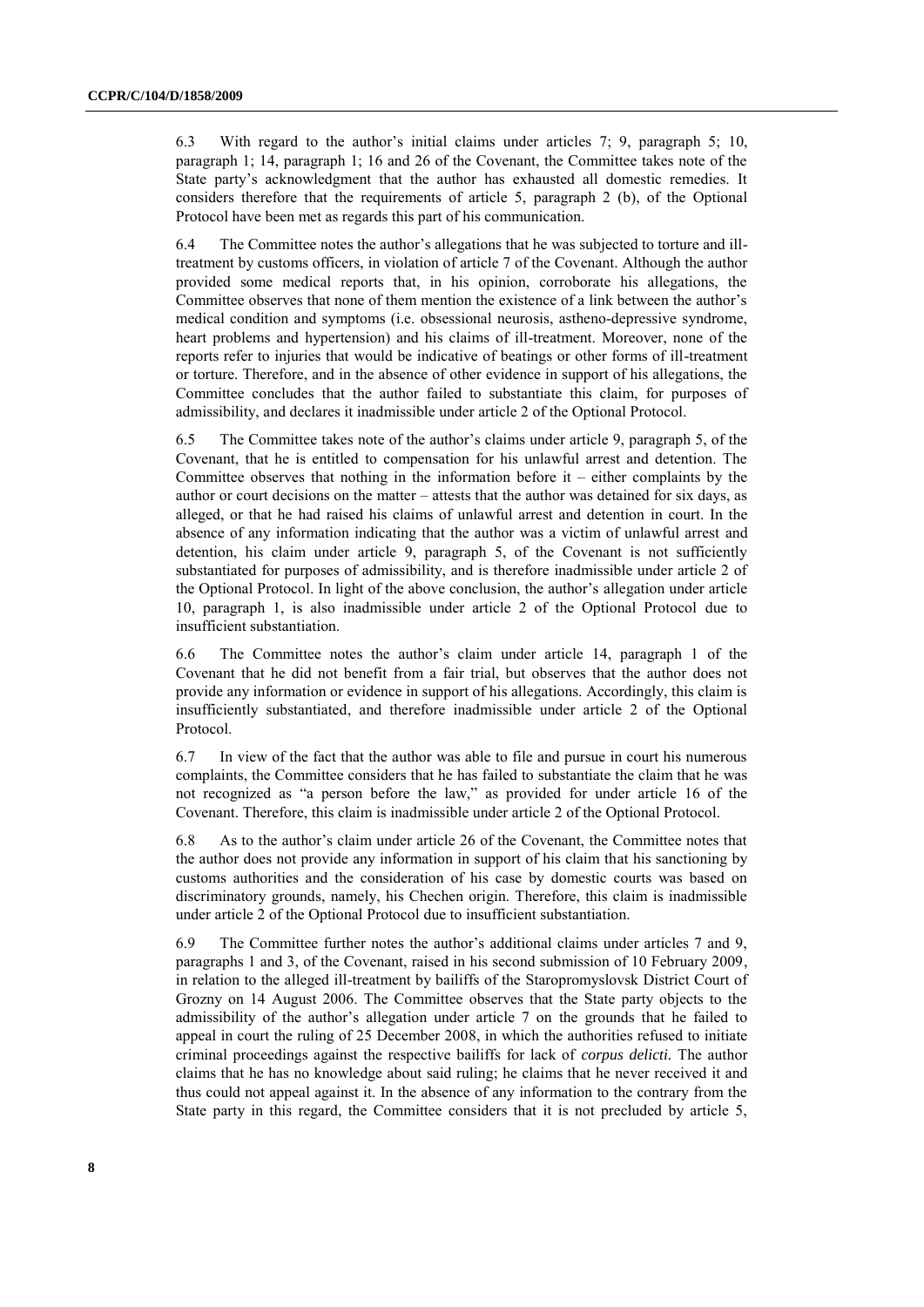6.3 With regard to the author's initial claims under articles 7; 9, paragraph 5; 10, paragraph 1; 14, paragraph 1; 16 and 26 of the Covenant, the Committee takes note of the State party's acknowledgment that the author has exhausted all domestic remedies. It considers therefore that the requirements of article 5, paragraph 2 (b), of the Optional Protocol have been met as regards this part of his communication.

6.4 The Committee notes the author's allegations that he was subjected to torture and ill-treatment by customs officers, in violation of article 7 of the Covenant. Although the author provided some medical reports that, in his opinion, corroborate his allegations, the Committee observes that none of them mention the existence of a link between the author's medical condition and symptoms (i.e. obsessional neurosis, astheno-depressive syndrome, heart problems and hypertension) and his claims of ill-treatment. Moreover, none of the reports refer to injuries that would be indicative of beatings or other forms of ill-treatment or torture. Therefore, and in the absence of other evidence in support of his allegations, the Committee concludes that the author failed to substantiate this claim, for purposes of admissibility, and declares it inadmissible under article 2 of the Optional Protocol.

6.5 The Committee takes note of the author's claims under article 9, paragraph 5, of the Covenant, that he is entitled to compensation for his unlawful arrest and detention. The Committee observes that nothing in the information before it – either complaints by the author or court decisions on the matter – attests that the author was detained for six days, as alleged, or that he had raised his claims of unlawful arrest and detention in court. In the absence of any information indicating that the author was a victim of unlawful arrest and detention, his claim under article 9, paragraph 5, of the Covenant is not sufficiently substantiated for purposes of admissibility, and is therefore inadmissible under article 2 of the Optional Protocol. In light of the above conclusion, the author's allegation under article 10, paragraph 1, is also inadmissible under article 2 of the Optional Protocol due to insufficient substantiation.

6.6 The Committee notes the author's claim under article 14, paragraph 1 of the Covenant that he did not benefit from a fair trial, but observes that the author does not provide any information or evidence in support of his allegations. Accordingly, this claim is insufficiently substantiated, and therefore inadmissible under article 2 of the Optional Protocol.

6.7 In view of the fact that the author was able to file and pursue in court his numerous complaints, the Committee considers that he has failed to substantiate the claim that he was not recognized as "a person before the law," as provided for under article 16 of the Covenant. Therefore, this claim is inadmissible under article 2 of the Optional Protocol.

6.8 As to the author's claim under article 26 of the Covenant, the Committee notes that the author does not provide any information in support of his claim that his sanctioning by customs authorities and the consideration of his case by domestic courts was based on discriminatory grounds, namely, his Chechen origin. Therefore, this claim is inadmissible under article 2 of the Optional Protocol due to insufficient substantiation.

6.9 The Committee further notes the author's additional claims under articles 7 and 9, paragraphs 1 and 3, of the Covenant, raised in his second submission of 10 February 2009, in relation to the alleged ill-treatment by bailiffs of the Staropromyslovsk District Court of Grozny on 14 August 2006. The Committee observes that the State party objects to the admissibility of the author's allegation under article 7 on the grounds that he failed to appeal in court the ruling of 25 December 2008, in which the authorities refused to initiate criminal proceedings against the respective bailiffs for lack of *corpus delicti.* The author claims that he has no knowledge about said ruling; he claims that he never received it and thus could not appeal against it. In the absence of any information to the contrary from the State party in this regard, the Committee considers that it is not precluded by article 5,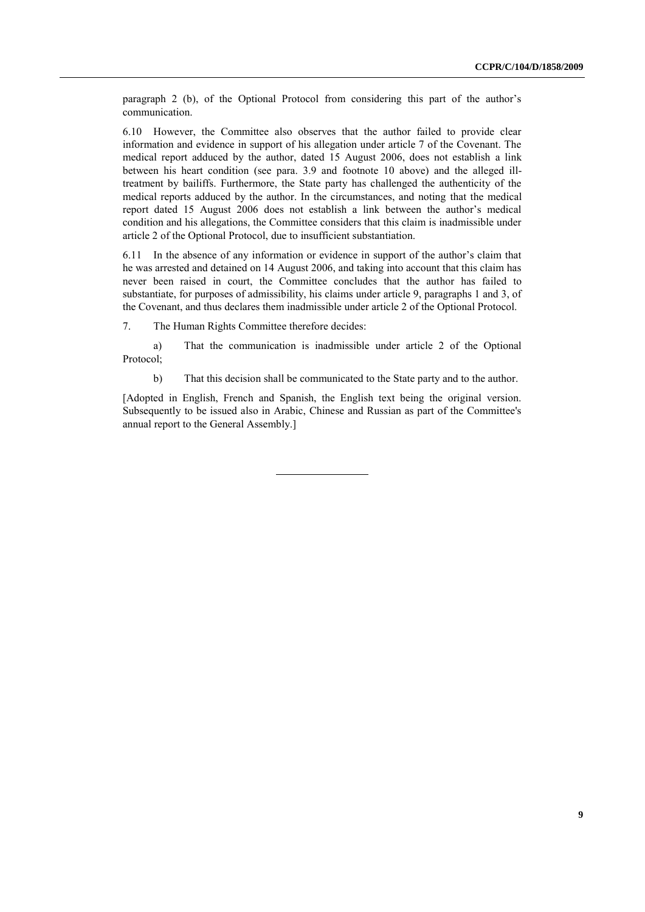paragraph 2 (b), of the Optional Protocol from considering this part of the author's communication.

6.10 However, the Committee also observes that the author failed to provide clear information and evidence in support of his allegation under article 7 of the Covenant. The medical report adduced by the author, dated 15 August 2006, does not establish a link between his heart condition (see para. 3.9 and footnote 10 above) and the alleged ill-treatment by bailiffs. Furthermore, the State party has challenged the authenticity of the medical reports adduced by the author. In the circumstances, and noting that the medical report dated 15 August 2006 does not establish a link between the author's medical condition and his allegations, the Committee considers that this claim is inadmissible under article 2 of the Optional Protocol, due to insufficient substantiation.

6.11 In the absence of any information or evidence in support of the author's claim that he was arrested and detained on 14 August 2006, and taking into account that this claim has never been raised in court, the Committee concludes that the author has failed to substantiate, for purposes of admissibility, his claims under article 9, paragraphs 1 and 3, of the Covenant, and thus declares them inadmissible under article 2 of the Optional Protocol.

7. The Human Rights Committee therefore decides:

a) That the communication is inadmissible under article 2 of the Optional Protocol;

b) That this decision shall be communicated to the State party and to the author.

[Adopted in English, French and Spanish, the English text being the original version. Subsequently to be issued also in Arabic, Chinese and Russian as part of the Committee's annual report to the General Assembly.]